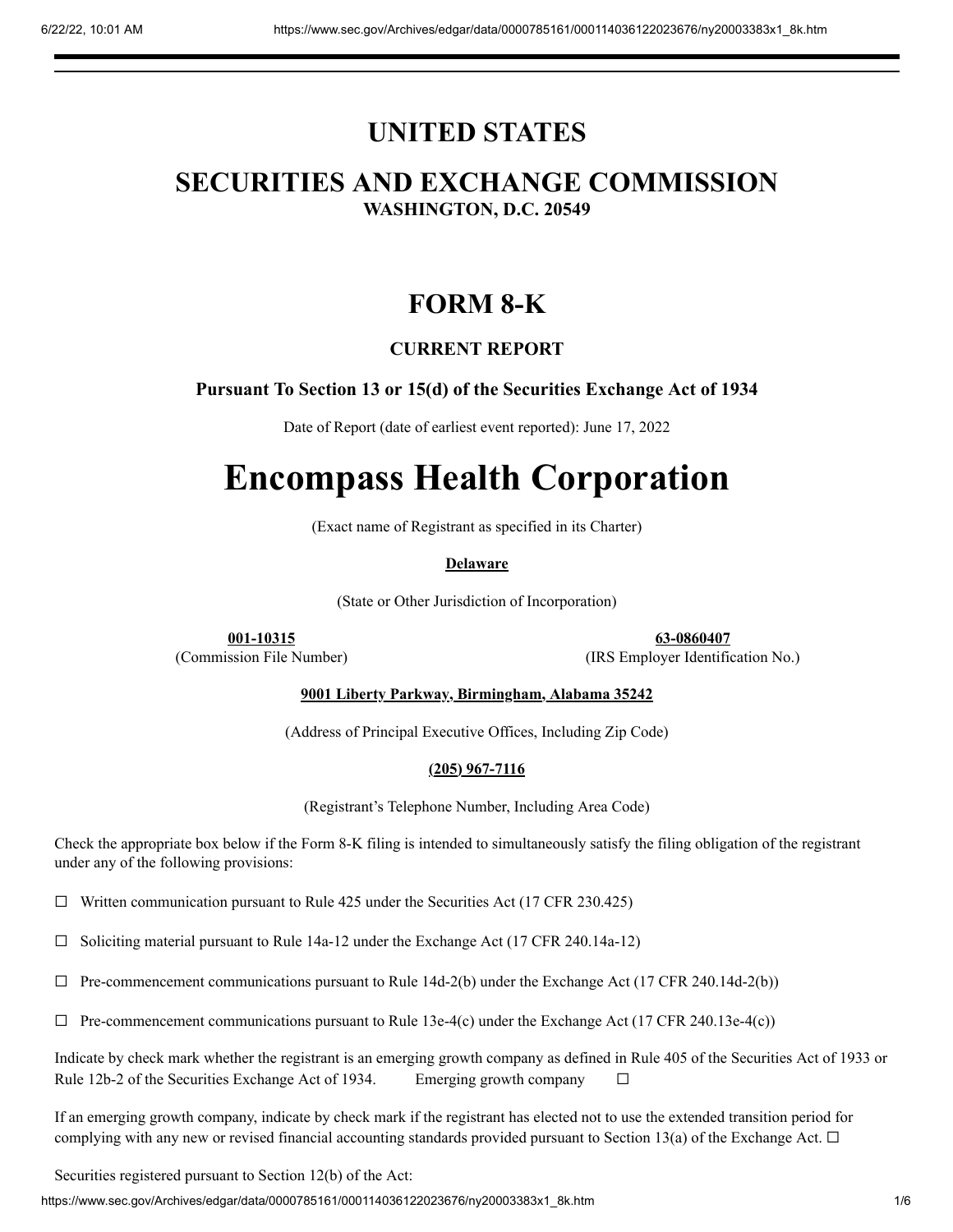# UNITED STATES

# SECURITIES AND EXCHANGE COMMISSION

**WASHINGTON, D.C. 20549**

## FORM 8-K

**CURRENT REPORT**

**Pursuant To Section 13 or 15(d) of the Securities Exchange Act of 1934**

Date of Report (date of earliest event reported): June 17, 2022

# Encompass Health Corporation

(Exact name of Registrant as specified in its Charter)

**Delaware**

(State or Other Jurisdiction of Incorporation)

| **001-10315** | **63-0860407** |
|---|---|
| (Commission File Number) | (IRS Employer Identification No.) |

**9001 Liberty Parkway, Birmingham, Alabama 35242**

(Address of Principal Executive Offices, Including Zip Code)

**(205) 967-7116**

(Registrant's Telephone Number, Including Area Code)

Check the appropriate box below if the Form 8-K filing is intended to simultaneously satisfy the filing obligation of the registrant under any of the following provisions:

☐ Written communication pursuant to Rule 425 under the Securities Act (17 CFR 230.425)

☐ Soliciting material pursuant to Rule 14a-12 under the Exchange Act (17 CFR 240.14a-12)

☐ Pre-commencement communications pursuant to Rule 14d-2(b) under the Exchange Act (17 CFR 240.14d-2(b))

☐ Pre-commencement communications pursuant to Rule 13e-4(c) under the Exchange Act (17 CFR 240.13e-4(c))

Indicate by check mark whether the registrant is an emerging growth company as defined in Rule 405 of the Securities Act of 1933 or Rule 12b-2 of the Securities Exchange Act of 1934. Emerging growth company ☐

If an emerging growth company, indicate by check mark if the registrant has elected not to use the extended transition period for complying with any new or revised financial accounting standards provided pursuant to Section 13(a) of the Exchange Act. ☐

Securities registered pursuant to Section 12(b) of the Act: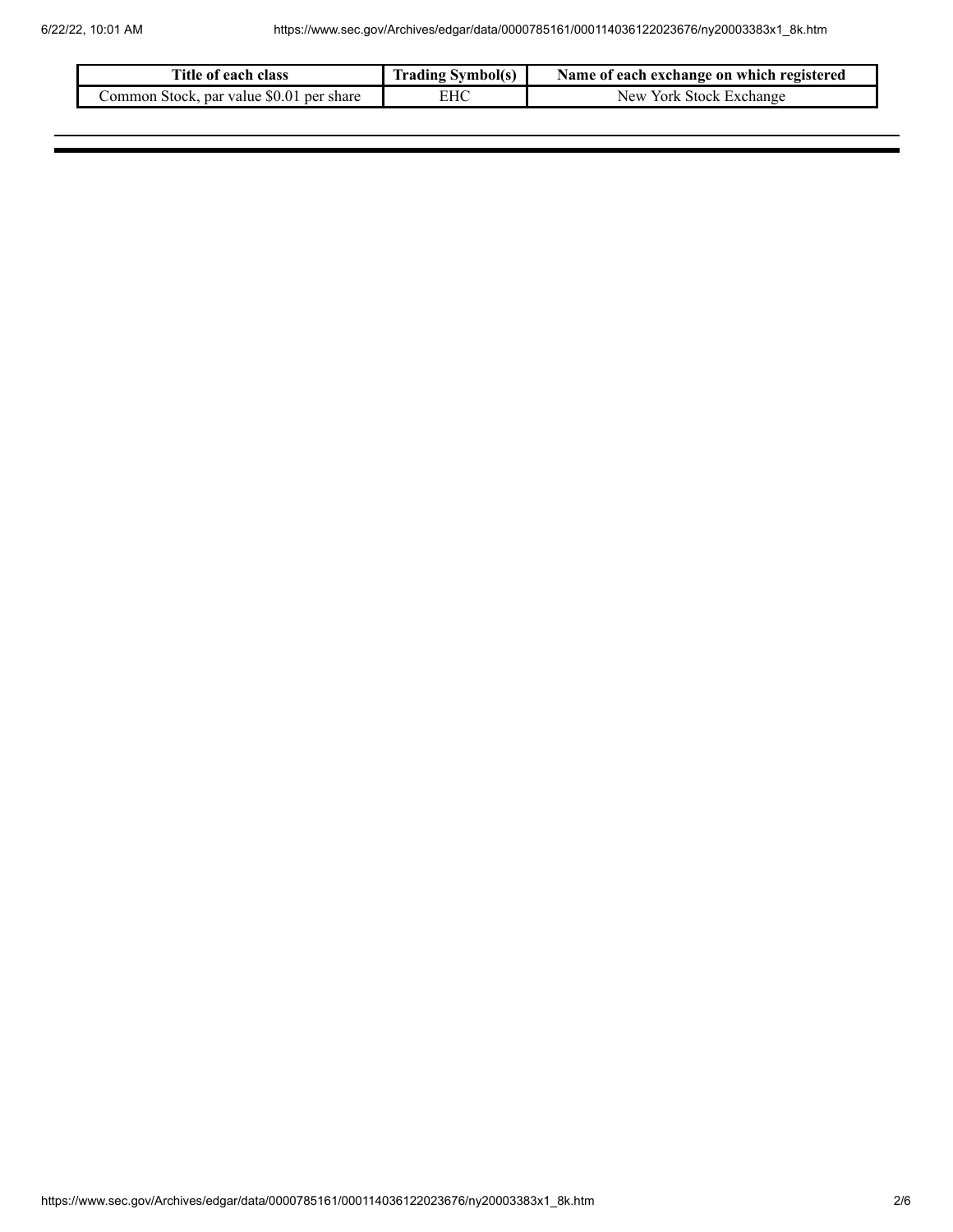| Title of each class | Trading Symbol(s) | Name of each exchange on which registered |
|---|---|---|
| Common Stock, par value $0.01 per share | EHC | New York Stock Exchange |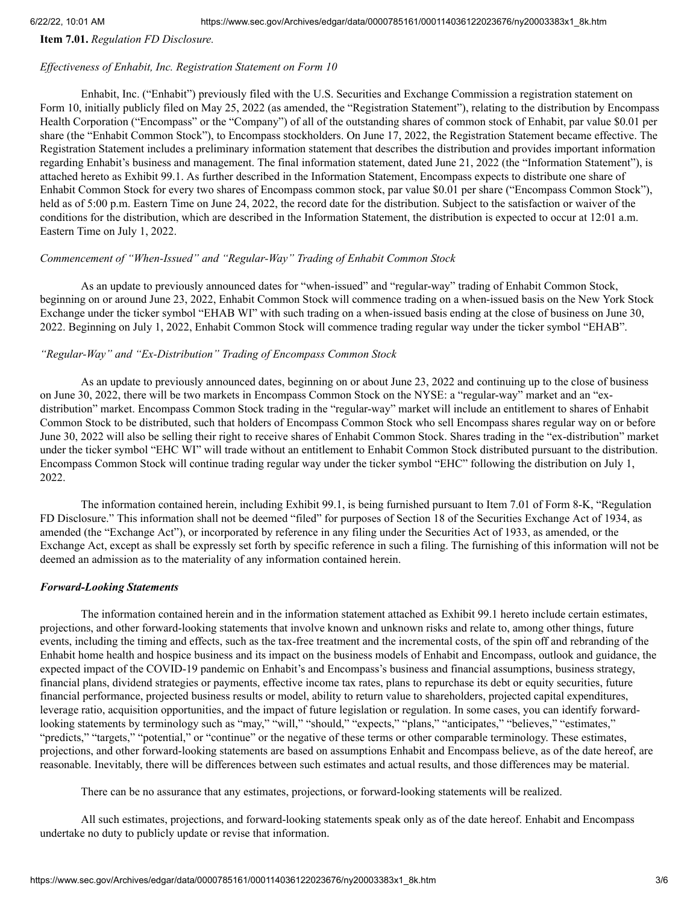**Item 7.01.** *Regulation FD Disclosure.*

*Effectiveness of Enhabit, Inc. Registration Statement on Form 10*

Enhabit, Inc. ("Enhabit") previously filed with the U.S. Securities and Exchange Commission a registration statement on Form 10, initially publicly filed on May 25, 2022 (as amended, the "Registration Statement"), relating to the distribution by Encompass Health Corporation ("Encompass" or the "Company") of all of the outstanding shares of common stock of Enhabit, par value $0.01 per share (the "Enhabit Common Stock"), to Encompass stockholders. On June 17, 2022, the Registration Statement became effective. The Registration Statement includes a preliminary information statement that describes the distribution and provides important information regarding Enhabit's business and management. The final information statement, dated June 21, 2022 (the "Information Statement"), is attached hereto as Exhibit 99.1. As further described in the Information Statement, Encompass expects to distribute one share of Enhabit Common Stock for every two shares of Encompass common stock, par value $0.01 per share ("Encompass Common Stock"), held as of 5:00 p.m. Eastern Time on June 24, 2022, the record date for the distribution. Subject to the satisfaction or waiver of the conditions for the distribution, which are described in the Information Statement, the distribution is expected to occur at 12:01 a.m. Eastern Time on July 1, 2022.

*Commencement of "When-Issued" and "Regular-Way" Trading of Enhabit Common Stock*

As an update to previously announced dates for "when-issued" and "regular-way" trading of Enhabit Common Stock, beginning on or around June 23, 2022, Enhabit Common Stock will commence trading on a when-issued basis on the New York Stock Exchange under the ticker symbol "EHAB WI" with such trading on a when-issued basis ending at the close of business on June 30, 2022. Beginning on July 1, 2022, Enhabit Common Stock will commence trading regular way under the ticker symbol "EHAB".

*"Regular-Way" and "Ex-Distribution" Trading of Encompass Common Stock*

As an update to previously announced dates, beginning on or about June 23, 2022 and continuing up to the close of business on June 30, 2022, there will be two markets in Encompass Common Stock on the NYSE: a "regular-way" market and an "ex-distribution" market. Encompass Common Stock trading in the "regular-way" market will include an entitlement to shares of Enhabit Common Stock to be distributed, such that holders of Encompass Common Stock who sell Encompass shares regular way on or before June 30, 2022 will also be selling their right to receive shares of Enhabit Common Stock. Shares trading in the "ex-distribution" market under the ticker symbol "EHC WI" will trade without an entitlement to Enhabit Common Stock distributed pursuant to the distribution. Encompass Common Stock will continue trading regular way under the ticker symbol "EHC" following the distribution on July 1, 2022.

The information contained herein, including Exhibit 99.1, is being furnished pursuant to Item 7.01 of Form 8-K, "Regulation FD Disclosure." This information shall not be deemed "filed" for purposes of Section 18 of the Securities Exchange Act of 1934, as amended (the "Exchange Act"), or incorporated by reference in any filing under the Securities Act of 1933, as amended, or the Exchange Act, except as shall be expressly set forth by specific reference in such a filing. The furnishing of this information will not be deemed an admission as to the materiality of any information contained herein.

***Forward-Looking Statements***

The information contained herein and in the information statement attached as Exhibit 99.1 hereto include certain estimates, projections, and other forward-looking statements that involve known and unknown risks and relate to, among other things, future events, including the timing and effects, such as the tax-free treatment and the incremental costs, of the spin off and rebranding of the Enhabit home health and hospice business and its impact on the business models of Enhabit and Encompass, outlook and guidance, the expected impact of the COVID-19 pandemic on Enhabit's and Encompass's business and financial assumptions, business strategy, financial plans, dividend strategies or payments, effective income tax rates, plans to repurchase its debt or equity securities, future financial performance, projected business results or model, ability to return value to shareholders, projected capital expenditures, leverage ratio, acquisition opportunities, and the impact of future legislation or regulation. In some cases, you can identify forward-looking statements by terminology such as "may," "will," "should," "expects," "plans," "anticipates," "believes," "estimates," "predicts," "targets," "potential," or "continue" or the negative of these terms or other comparable terminology. These estimates, projections, and other forward-looking statements are based on assumptions Enhabit and Encompass believe, as of the date hereof, are reasonable. Inevitably, there will be differences between such estimates and actual results, and those differences may be material.

There can be no assurance that any estimates, projections, or forward-looking statements will be realized.

All such estimates, projections, and forward-looking statements speak only as of the date hereof. Enhabit and Encompass undertake no duty to publicly update or revise that information.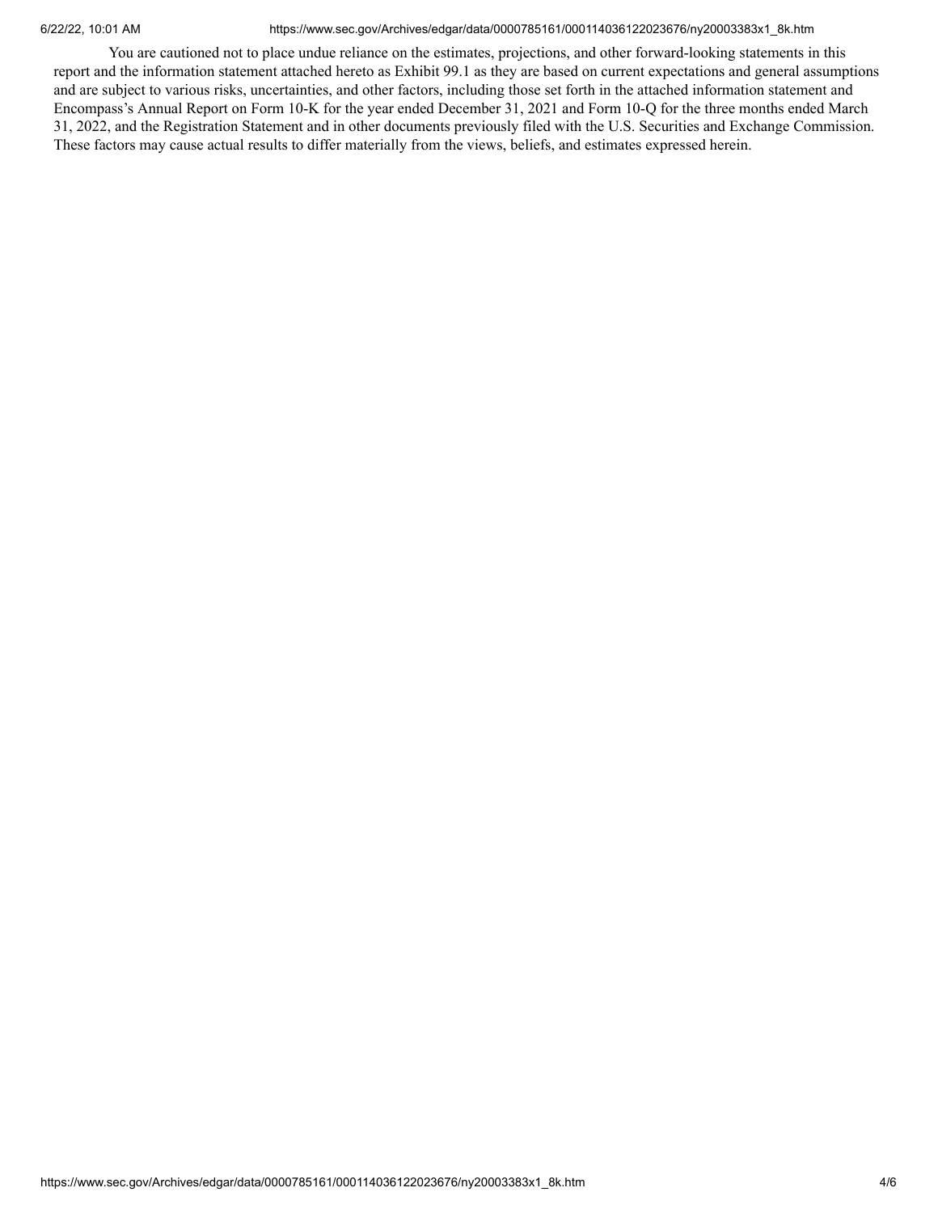You are cautioned not to place undue reliance on the estimates, projections, and other forward-looking statements in this report and the information statement attached hereto as Exhibit 99.1 as they are based on current expectations and general assumptions and are subject to various risks, uncertainties, and other factors, including those set forth in the attached information statement and Encompass's Annual Report on Form 10-K for the year ended December 31, 2021 and Form 10-Q for the three months ended March 31, 2022, and the Registration Statement and in other documents previously filed with the U.S. Securities and Exchange Commission. These factors may cause actual results to differ materially from the views, beliefs, and estimates expressed herein.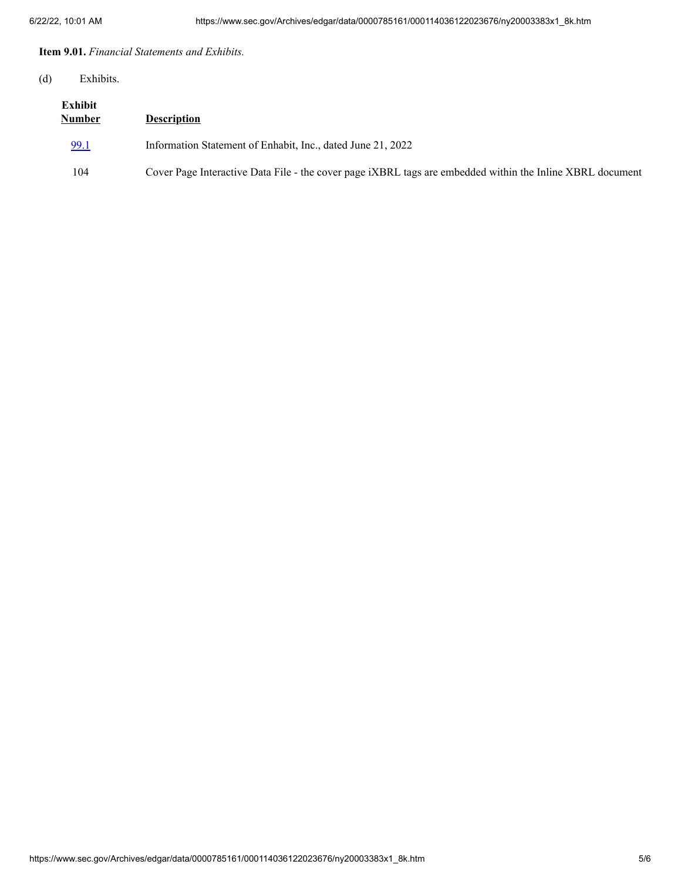**Item 9.01.** *Financial Statements and Exhibits.*

(d) Exhibits.

| **Exhibit Number** | **Description** |
| --- | --- |
| 99.1 | Information Statement of Enhabit, Inc., dated June 21, 2022 |
| 104 | Cover Page Interactive Data File - the cover page iXBRL tags are embedded within the Inline XBRL document |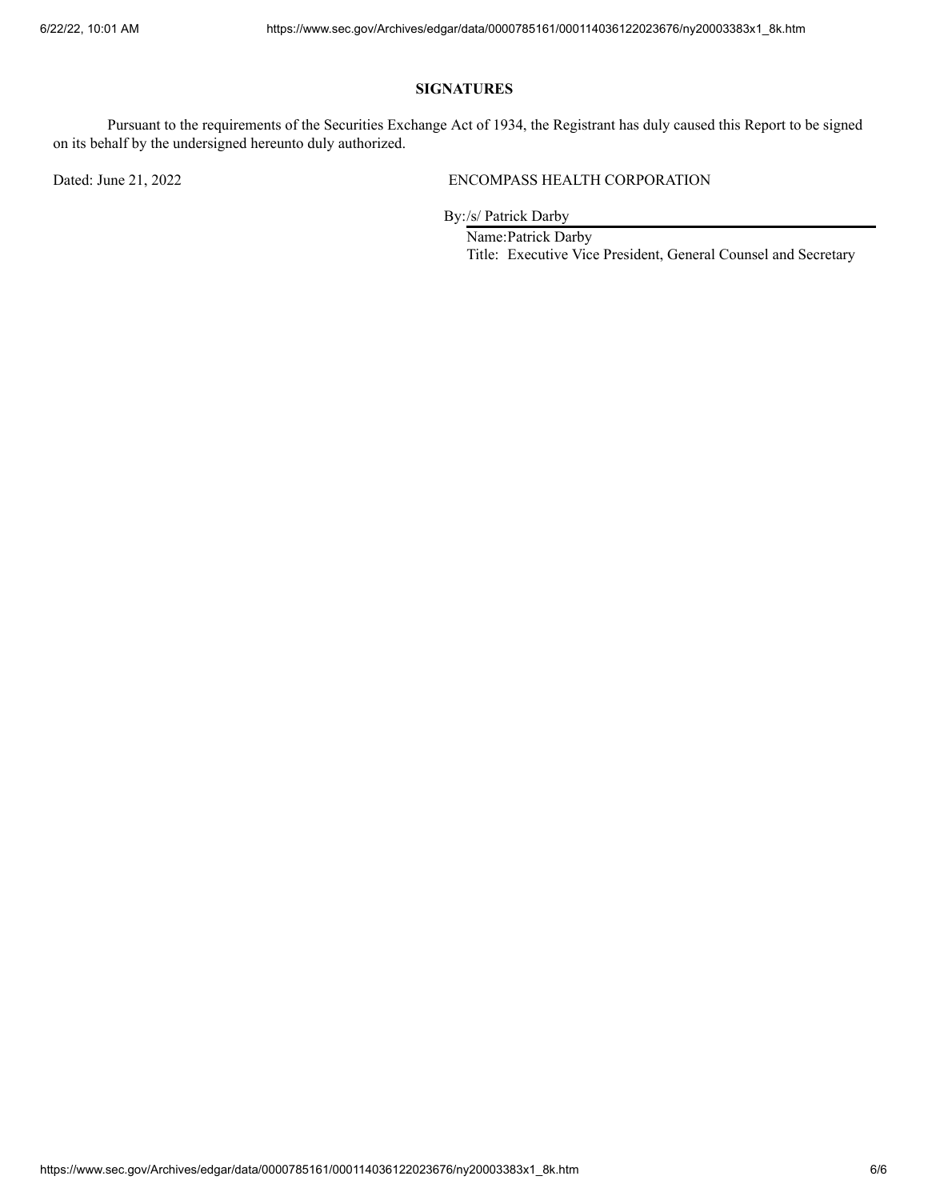**SIGNATURES**

Pursuant to the requirements of the Securities Exchange Act of 1934, the Registrant has duly caused this Report to be signed on its behalf by the undersigned hereunto duly authorized.

Dated: June 21, 2022

ENCOMPASS HEALTH CORPORATION

By: /s/ Patrick Darby

Name: Patrick Darby

Title: Executive Vice President, General Counsel and Secretary